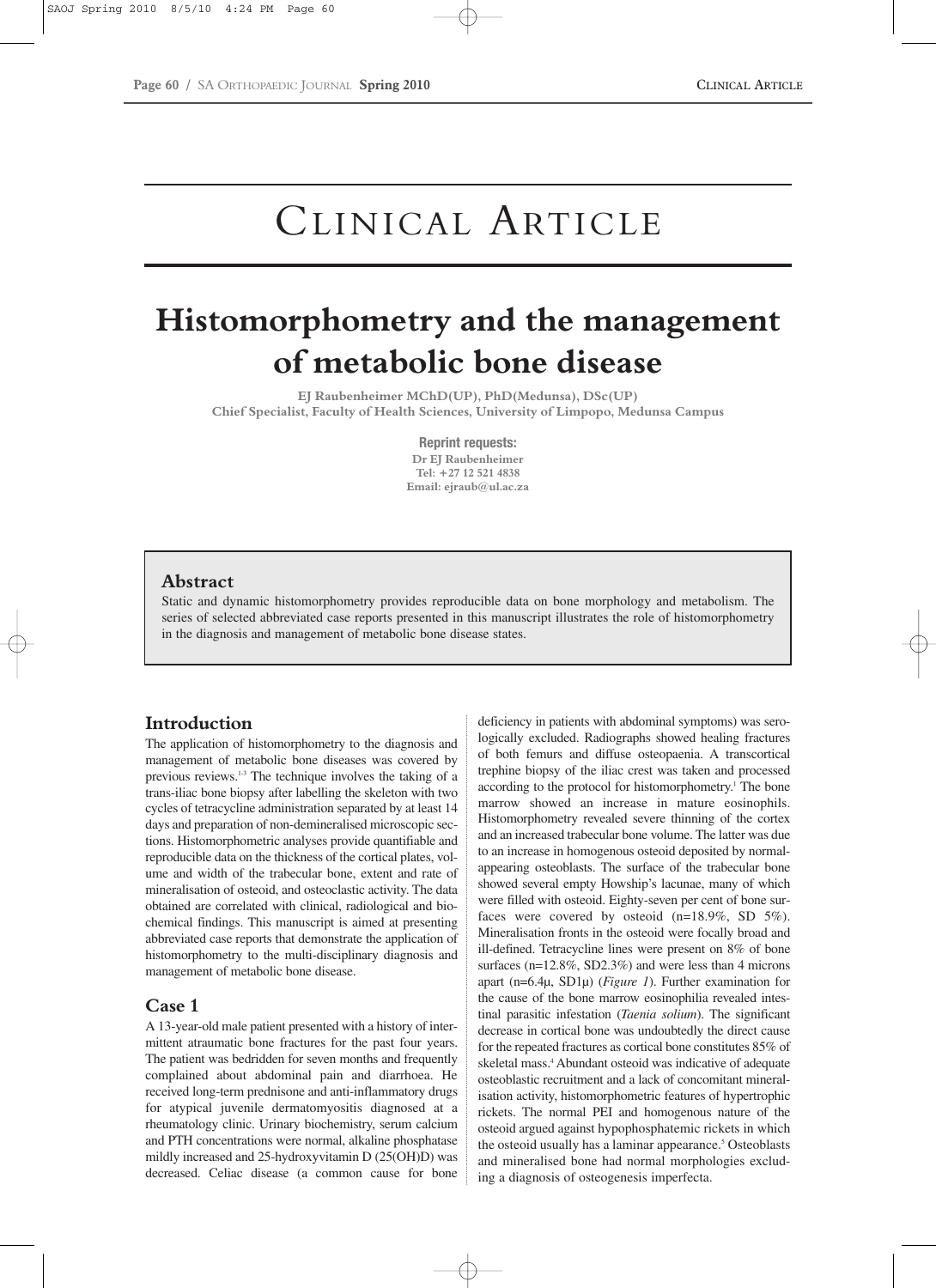# Clinical Article

# Histomorphometry and the management of metabolic bone disease

**EJ Raubenheimer MChD(UP), PhD(Medunsa), DSc(UP)**
**Chief Specialist, Faculty of Health Sciences, University of Limpopo, Medunsa Campus**

**Reprint requests:**
**Dr EJ Raubenheimer**
**Tel: +27 12 521 4838**
**Email: ejraub@ul.ac.za**

## Abstract

Static and dynamic histomorphometry provides reproducible data on bone morphology and metabolism. The series of selected abbreviated case reports presented in this manuscript illustrates the role of histomorphometry in the diagnosis and management of metabolic bone disease states.

## Introduction

The application of histomorphometry to the diagnosis and management of metabolic bone diseases was covered by previous reviews.[1-3] The technique involves the taking of a trans-iliac bone biopsy after labelling the skeleton with two cycles of tetracycline administration separated by at least 14 days and preparation of non-demineralised microscopic sections. Histomorphometric analyses provide quantifiable and reproducible data on the thickness of the cortical plates, volume and width of the trabecular bone, extent and rate of mineralisation of osteoid, and osteoclastic activity. The data obtained are correlated with clinical, radiological and biochemical findings. This manuscript is aimed at presenting abbreviated case reports that demonstrate the application of histomorphometry to the multi-disciplinary diagnosis and management of metabolic bone disease.

## Case 1

A 13-year-old male patient presented with a history of intermittent atraumatic bone fractures for the past four years. The patient was bedridden for seven months and frequently complained about abdominal pain and diarrhoea. He received long-term prednisone and anti-inflammatory drugs for atypical juvenile dermatomyositis diagnosed at a rheumatology clinic. Urinary biochemistry, serum calcium and PTH concentrations were normal, alkaline phosphatase mildly increased and 25-hydroxyvitamin D (25(OH)D) was decreased. Celiac disease (a common cause for bone deficiency in patients with abdominal symptoms) was serologically excluded. Radiographs showed healing fractures of both femurs and diffuse osteopaenia. A transcortical trephine biopsy of the iliac crest was taken and processed according to the protocol for histomorphometry.[1] The bone marrow showed an increase in mature eosinophils. Histomorphometry revealed severe thinning of the cortex and an increased trabecular bone volume. The latter was due to an increase in homogenous osteoid deposited by normal-appearing osteoblasts. The surface of the trabecular bone showed several empty Howship's lacunae, many of which were filled with osteoid. Eighty-seven per cent of bone surfaces were covered by osteoid (n=18.9%, SD 5%). Mineralisation fronts in the osteoid were focally broad and ill-defined. Tetracycline lines were present on 8% of bone surfaces (n=12.8%, SD2.3%) and were less than 4 microns apart (n=6.4μ, SD1μ) (*Figure 1*). Further examination for the cause of the bone marrow eosinophilia revealed intestinal parasitic infestation (*Taenia solium*). The significant decrease in cortical bone was undoubtedly the direct cause for the repeated fractures as cortical bone constitutes 85% of skeletal mass.[4] Abundant osteoid was indicative of adequate osteoblastic recruitment and a lack of concomitant mineralisation activity, histomorphometric features of hypertrophic rickets. The normal PEI and homogenous nature of the osteoid argued against hypophosphatemic rickets in which the osteoid usually has a laminar appearance.[5] Osteoblasts and mineralised bone had normal morphologies excluding a diagnosis of osteogenesis imperfecta.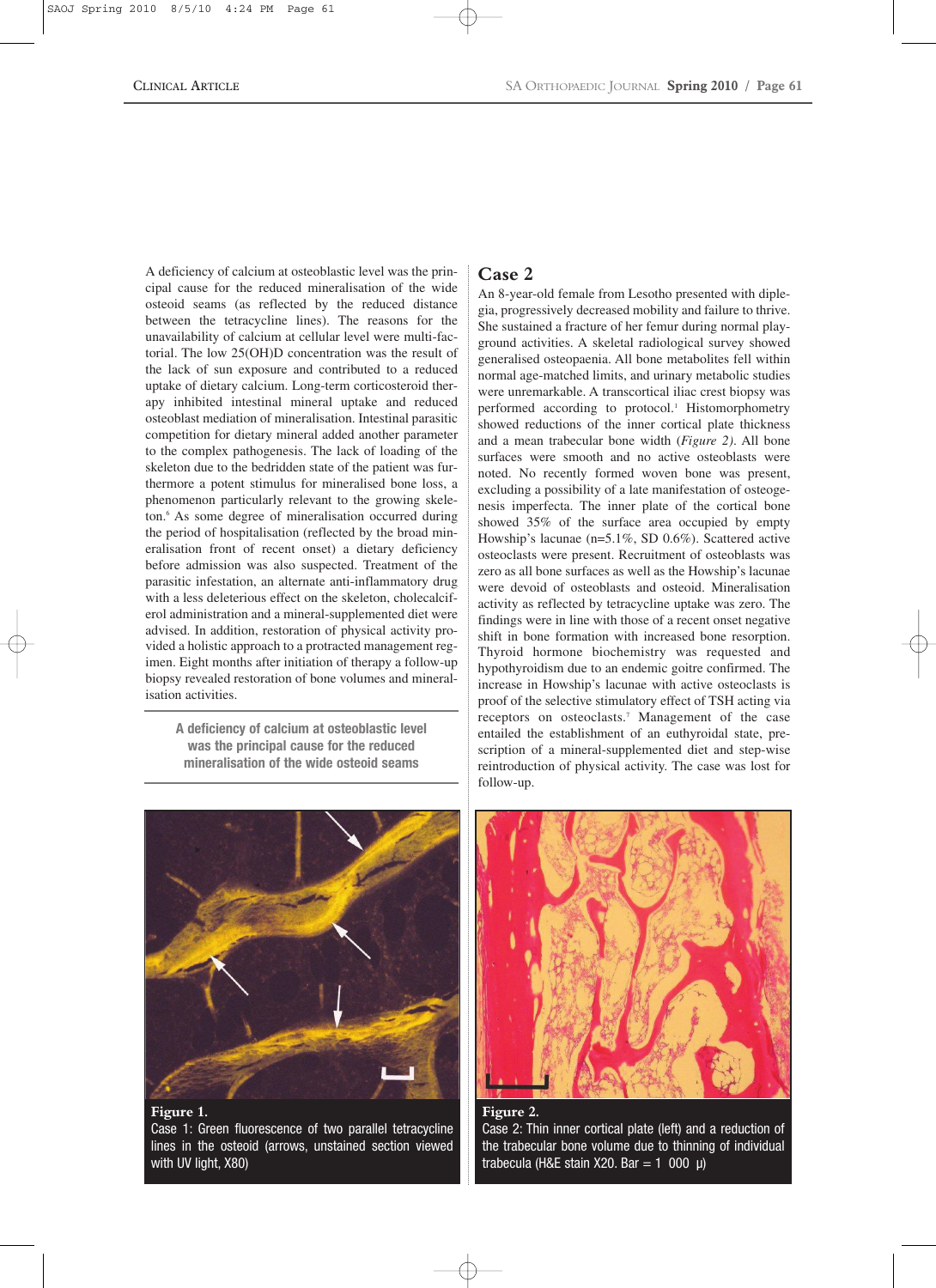A deficiency of calcium at osteoblastic level was the principal cause for the reduced mineralisation of the wide osteoid seams (as reflected by the reduced distance between the tetracycline lines). The reasons for the unavailability of calcium at cellular level were multi-factorial. The low 25(OH)D concentration was the result of the lack of sun exposure and contributed to a reduced uptake of dietary calcium. Long-term corticosteroid therapy inhibited intestinal mineral uptake and reduced osteoblast mediation of mineralisation. Intestinal parasitic competition for dietary mineral added another parameter to the complex pathogenesis. The lack of loading of the skeleton due to the bedridden state of the patient was furthermore a potent stimulus for mineralised bone loss, a phenomenon particularly relevant to the growing skeleton.[6] As some degree of mineralisation occurred during the period of hospitalisation (reflected by the broad mineralisation front of recent onset) a dietary deficiency before admission was also suspected. Treatment of the parasitic infestation, an alternate anti-inflammatory drug with a less deleterious effect on the skeleton, cholecalciferol administration and a mineral-supplemented diet were advised. In addition, restoration of physical activity provided a holistic approach to a protracted management regimen. Eight months after initiation of therapy a follow-up biopsy revealed restoration of bone volumes and mineralisation activities.

> **A deficiency of calcium at osteoblastic level was the principal cause for the reduced mineralisation of the wide osteoid seams**

## Case 2

An 8-year-old female from Lesotho presented with diplegia, progressively decreased mobility and failure to thrive. She sustained a fracture of her femur during normal playground activities. A skeletal radiological survey showed generalised osteopaenia. All bone metabolites fell within normal age-matched limits, and urinary metabolic studies were unremarkable. A transcortical iliac crest biopsy was performed according to protocol.[1] Histomorphometry showed reductions of the inner cortical plate thickness and a mean trabecular bone width (*Figure 2*). All bone surfaces were smooth and no active osteoblasts were noted. No recently formed woven bone was present, excluding a possibility of a late manifestation of osteogenesis imperfecta. The inner plate of the cortical bone showed 35% of the surface area occupied by empty Howship's lacunae (n=5.1%, SD 0.6%). Scattered active osteoclasts were present. Recruitment of osteoblasts was zero as all bone surfaces as well as the Howship's lacunae were devoid of osteoblasts and osteoid. Mineralisation activity as reflected by tetracycline uptake was zero. The findings were in line with those of a recent onset negative shift in bone formation with increased bone resorption. Thyroid hormone biochemistry was requested and hypothyroidism due to an endemic goitre confirmed. The increase in Howship's lacunae with active osteoclasts is proof of the selective stimulatory effect of TSH acting via receptors on osteoclasts.[7] Management of the case entailed the establishment of an euthyroidal state, prescription of a mineral-supplemented diet and step-wise reintroduction of physical activity. The case was lost for follow-up.

**Figure 1.**
Case 1: Green fluorescence of two parallel tetracycline lines in the osteoid (arrows, unstained section viewed with UV light, X80)

**Figure 2.**
Case 2: Thin inner cortical plate (left) and a reduction of the trabecular bone volume due to thinning of individual trabecula (H&E stain X20. Bar = 1 000 μ)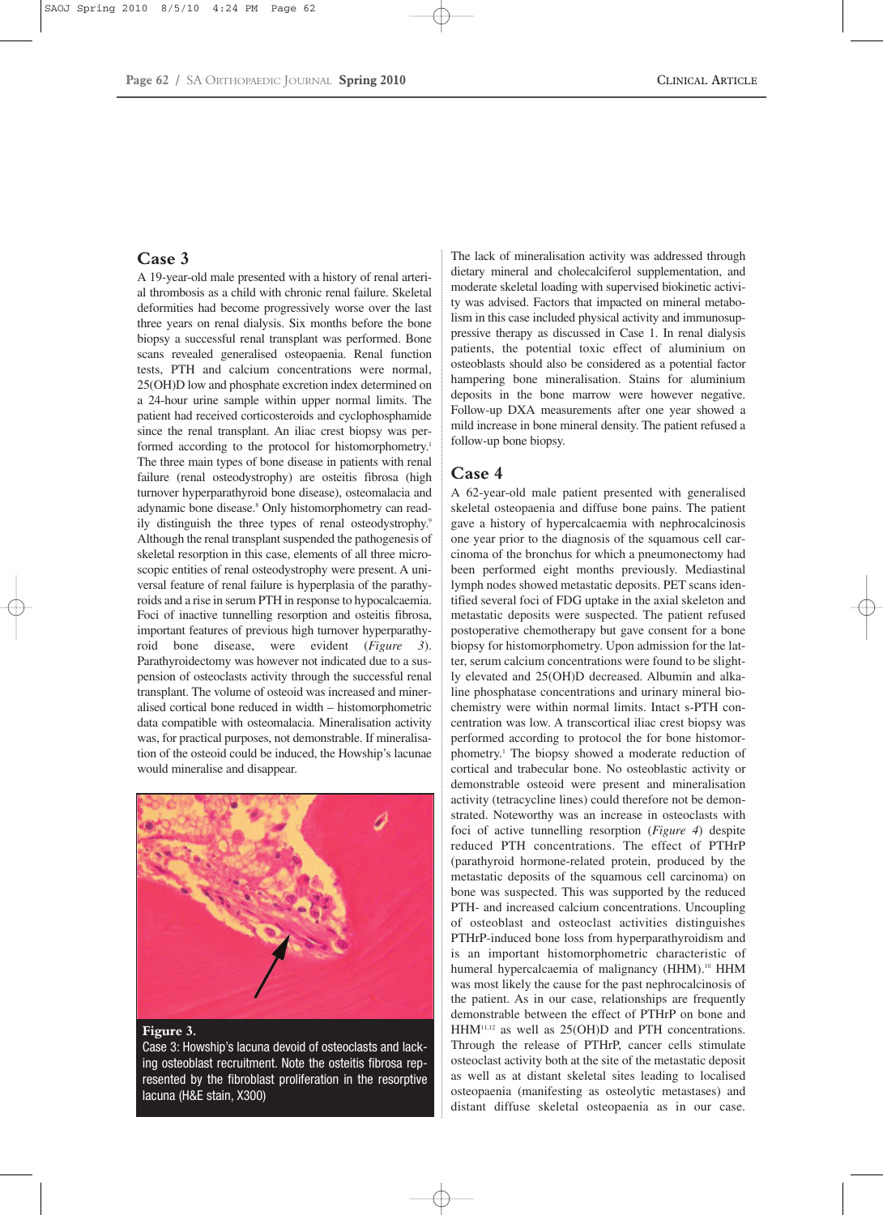## Case 3

A 19-year-old male presented with a history of renal arterial thrombosis as a child with chronic renal failure. Skeletal deformities had become progressively worse over the last three years on renal dialysis. Six months before the bone biopsy a successful renal transplant was performed. Bone scans revealed generalised osteopaenia. Renal function tests, PTH and calcium concentrations were normal, 25(OH)D low and phosphate excretion index determined on a 24-hour urine sample within upper normal limits. The patient had received corticosteroids and cyclophosphamide since the renal transplant. An iliac crest biopsy was performed according to the protocol for histomorphometry.[1] The three main types of bone disease in patients with renal failure (renal osteodystrophy) are osteitis fibrosa (high turnover hyperparathyroid bone disease), osteomalacia and adynamic bone disease.[8] Only histomorphometry can readily distinguish the three types of renal osteodystrophy.[9] Although the renal transplant suspended the pathogenesis of skeletal resorption in this case, elements of all three microscopic entities of renal osteodystrophy were present. A universal feature of renal failure is hyperplasia of the parathyroids and a rise in serum PTH in response to hypocalcaemia. Foci of inactive tunnelling resorption and osteitis fibrosa, important features of previous high turnover hyperparathyroid bone disease, were evident (*Figure 3*). Parathyroidectomy was however not indicated due to a suspension of osteoclasts activity through the successful renal transplant. The volume of osteoid was increased and mineralised cortical bone reduced in width – histomorphometric data compatible with osteomalacia. Mineralisation activity was, for practical purposes, not demonstrable. If mineralisation of the osteoid could be induced, the Howship's lacunae would mineralise and disappear.

**Figure 3.**
Case 3: Howship's lacuna devoid of osteoclasts and lacking osteoblast recruitment. Note the osteitis fibrosa represented by the fibroblast proliferation in the resorptive lacuna (H&E stain, X300)

The lack of mineralisation activity was addressed through dietary mineral and cholecalciferol supplementation, and moderate skeletal loading with supervised biokinetic activity was advised. Factors that impacted on mineral metabolism in this case included physical activity and immunosuppressive therapy as discussed in Case 1. In renal dialysis patients, the potential toxic effect of aluminium on osteoblasts should also be considered as a potential factor hampering bone mineralisation. Stains for aluminium deposits in the bone marrow were however negative. Follow-up DXA measurements after one year showed a mild increase in bone mineral density. The patient refused a follow-up bone biopsy.

## Case 4

A 62-year-old male patient presented with generalised skeletal osteopaenia and diffuse bone pains. The patient gave a history of hypercalcaemia with nephrocalcinosis one year prior to the diagnosis of the squamous cell carcinoma of the bronchus for which a pneumonectomy had been performed eight months previously. Mediastinal lymph nodes showed metastatic deposits. PET scans identified several foci of FDG uptake in the axial skeleton and metastatic deposits were suspected. The patient refused postoperative chemotherapy but gave consent for a bone biopsy for histomorphometry. Upon admission for the latter, serum calcium concentrations were found to be slightly elevated and 25(OH)D decreased. Albumin and alkaline phosphatase concentrations and urinary mineral biochemistry were within normal limits. Intact s-PTH concentration was low. A transcortical iliac crest biopsy was performed according to protocol the for bone histomorphometry.[1] The biopsy showed a moderate reduction of cortical and trabecular bone. No osteoblastic activity or demonstrable osteoid were present and mineralisation activity (tetracycline lines) could therefore not be demonstrated. Noteworthy was an increase in osteoclasts with foci of active tunnelling resorption (*Figure 4*) despite reduced PTH concentrations. The effect of PTHrP (parathyroid hormone-related protein, produced by the metastatic deposits of the squamous cell carcinoma) on bone was suspected. This was supported by the reduced PTH- and increased calcium concentrations. Uncoupling of osteoblast and osteoclast activities distinguishes PTHrP-induced bone loss from hyperparathyroidism and is an important histomorphometric characteristic of humeral hypercalcaemia of malignancy (HHM).[10] HHM was most likely the cause for the past nephrocalcinosis of the patient. As in our case, relationships are frequently demonstrable between the effect of PTHrP on bone and HHM[11,12] as well as 25(OH)D and PTH concentrations. Through the release of PTHrP, cancer cells stimulate osteoclast activity both at the site of the metastatic deposit as well as at distant skeletal sites leading to localised osteopaenia (manifesting as osteolytic metastases) and distant diffuse skeletal osteopaenia as in our case.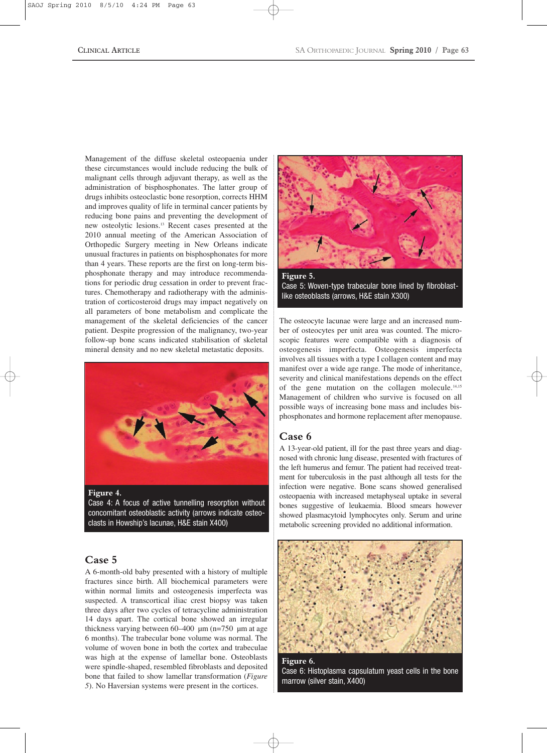Management of the diffuse skeletal osteopaenia under these circumstances would include reducing the bulk of malignant cells through adjuvant therapy, as well as the administration of bisphosphonates. The latter group of drugs inhibits osteoclastic bone resorption, corrects HHM and improves quality of life in terminal cancer patients by reducing bone pains and preventing the development of new osteolytic lesions.[13] Recent cases presented at the 2010 annual meeting of the American Association of Orthopedic Surgery meeting in New Orleans indicate unusual fractures in patients on bisphosphonates for more than 4 years. These reports are the first on long-term bisphosphonate therapy and may introduce recommendations for periodic drug cessation in order to prevent fractures. Chemotherapy and radiotherapy with the administration of corticosteroid drugs may impact negatively on all parameters of bone metabolism and complicate the management of the skeletal deficiencies of the cancer patient. Despite progression of the malignancy, two-year follow-up bone scans indicated stabilisation of skeletal mineral density and no new skeletal metastatic deposits.

**Figure 4.**
Case 4: A focus of active tunnelling resorption without concomitant osteoblastic activity (arrows indicate osteoclasts in Howship's lacunae, H&E stain X400)

## Case 5

A 6-month-old baby presented with a history of multiple fractures since birth. All biochemical parameters were within normal limits and osteogenesis imperfecta was suspected. A transcortical iliac crest biopsy was taken three days after two cycles of tetracycline administration 14 days apart. The cortical bone showed an irregular thickness varying between 60–400 µm (n=750 µm at age 6 months). The trabecular bone volume was normal. The volume of woven bone in both the cortex and trabeculae was high at the expense of lamellar bone. Osteoblasts were spindle-shaped, resembled fibroblasts and deposited bone that failed to show lamellar transformation (*Figure 5*). No Haversian systems were present in the cortices.

**Figure 5.**
Case 5: Woven-type trabecular bone lined by fibroblast-like osteoblasts (arrows, H&E stain X300)

The osteocyte lacunae were large and an increased number of osteocytes per unit area was counted. The microscopic features were compatible with a diagnosis of osteogenesis imperfecta. Osteogenesis imperfecta involves all tissues with a type I collagen content and may manifest over a wide age range. The mode of inheritance, severity and clinical manifestations depends on the effect of the gene mutation on the collagen molecule.[14,15] Management of children who survive is focused on all possible ways of increasing bone mass and includes bisphosphonates and hormone replacement after menopause.

## Case 6

A 13-year-old patient, ill for the past three years and diagnosed with chronic lung disease, presented with fractures of the left humerus and femur. The patient had received treatment for tuberculosis in the past although all tests for the infection were negative. Bone scans showed generalised osteopaenia with increased metaphyseal uptake in several bones suggestive of leukaemia. Blood smears however showed plasmacytoid lymphocytes only. Serum and urine metabolic screening provided no additional information.

**Figure 6.**
Case 6: Histoplasma capsulatum yeast cells in the bone marrow (silver stain, X400)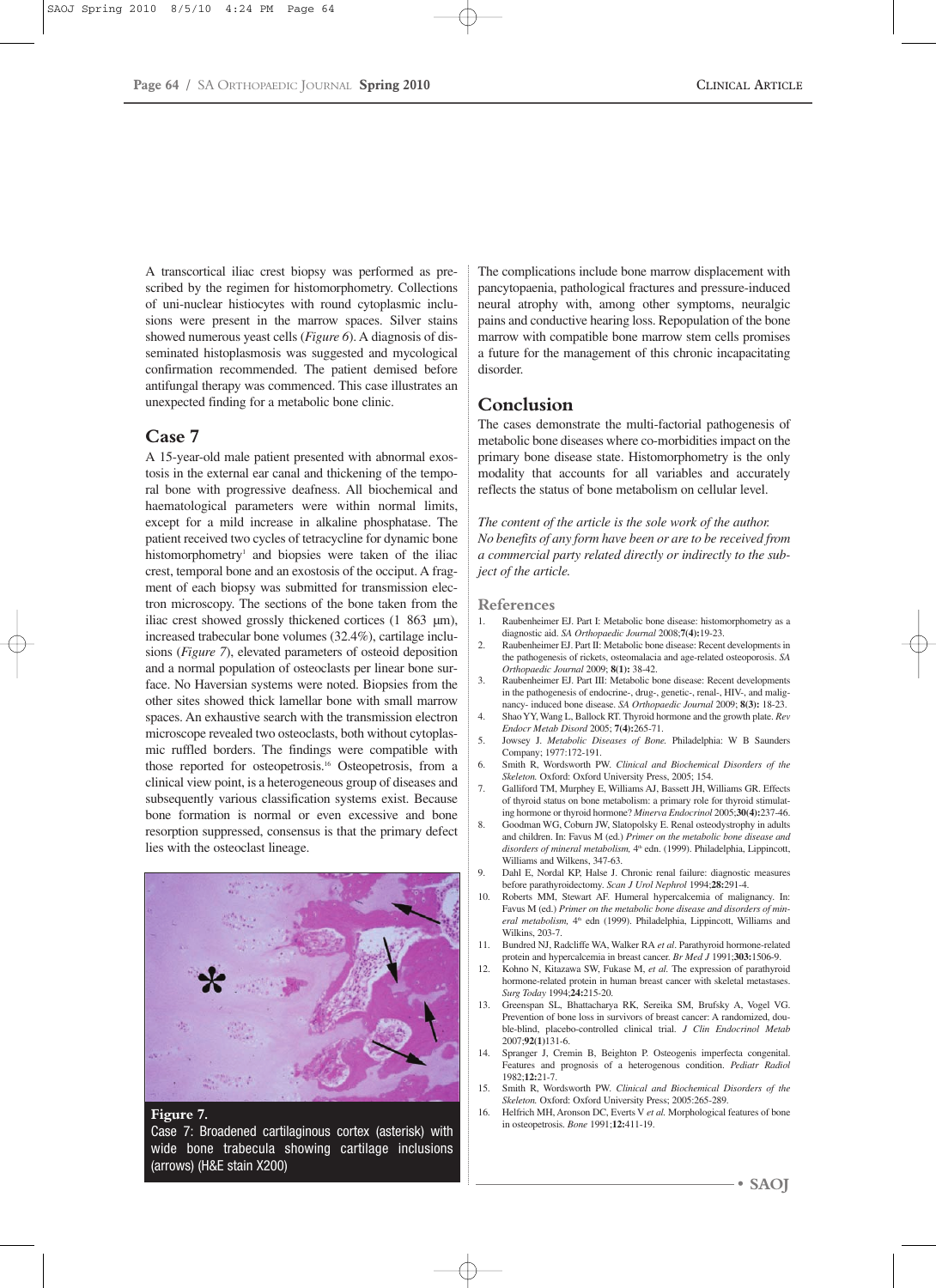A transcortical iliac crest biopsy was performed as prescribed by the regimen for histomorphometry. Collections of uni-nuclear histiocytes with round cytoplasmic inclusions were present in the marrow spaces. Silver stains showed numerous yeast cells (*Figure 6*). A diagnosis of disseminated histoplasmosis was suggested and mycological confirmation recommended. The patient demised before antifungal therapy was commenced. This case illustrates an unexpected finding for a metabolic bone clinic.

## Case 7

A 15-year-old male patient presented with abnormal exostosis in the external ear canal and thickening of the temporal bone with progressive deafness. All biochemical and haematological parameters were within normal limits, except for a mild increase in alkaline phosphatase. The patient received two cycles of tetracycline for dynamic bone histomorphometry[1] and biopsies were taken of the iliac crest, temporal bone and an exostosis of the occiput. A fragment of each biopsy was submitted for transmission electron microscopy. The sections of the bone taken from the iliac crest showed grossly thickened cortices (1 863 μm), increased trabecular bone volumes (32.4%), cartilage inclusions (*Figure 7*), elevated parameters of osteoid deposition and a normal population of osteoclasts per linear bone surface. No Haversian systems were noted. Biopsies from the other sites showed thick lamellar bone with small marrow spaces. An exhaustive search with the transmission electron microscope revealed two osteoclasts, both without cytoplasmic ruffled borders. The findings were compatible with those reported for osteopetrosis.[16] Osteopetrosis, from a clinical view point, is a heterogeneous group of diseases and subsequently various classification systems exist. Because bone formation is normal or even excessive and bone resorption suppressed, consensus is that the primary defect lies with the osteoclast lineage.

**Figure 7.**
Case 7: Broadened cartilaginous cortex (asterisk) with wide bone trabecula showing cartilage inclusions (arrows) (H&E stain X200)

The complications include bone marrow displacement with pancytopaenia, pathological fractures and pressure-induced neural atrophy with, among other symptoms, neuralgic pains and conductive hearing loss. Repopulation of the bone marrow with compatible bone marrow stem cells promises a future for the management of this chronic incapacitating disorder.

## Conclusion

The cases demonstrate the multi-factorial pathogenesis of metabolic bone diseases where co-morbidities impact on the primary bone disease state. Histomorphometry is the only modality that accounts for all variables and accurately reflects the status of bone metabolism on cellular level.

*The content of the article is the sole work of the author. No benefits of any form have been or are to be received from a commercial party related directly or indirectly to the subject of the article.*

### References

1. Raubenheimer EJ. Part I: Metabolic bone disease: histomorphometry as a diagnostic aid. *SA Orthopaedic Journal* 2008;**7(4):**19-23.
2. Raubenheimer EJ. Part II: Metabolic bone disease: Recent developments in the pathogenesis of rickets, osteomalacia and age-related osteoporosis. *SA Orthopaedic Journal* 2009; **8(1):** 38-42.
3. Raubenheimer EJ. Part III: Metabolic bone disease: Recent developments in the pathogenesis of endocrine-, drug-, genetic-, renal-, HIV-, and malignancy- induced bone disease. *SA Orthopaedic Journal* 2009; **8(3):** 18-23.
4. Shao YY, Wang L, Ballock RT. Thyroid hormone and the growth plate. *Rev Endocr Metab Disord* 2005; **7(4):**265-71.
5. Jowsey J. *Metabolic Diseases of Bone.* Philadelphia: W B Saunders Company; 1977:172-191.
6. Smith R, Wordsworth PW. *Clinical and Biochemical Disorders of the Skeleton.* Oxford: Oxford University Press, 2005; 154.
7. Galliford TM, Murphey E, Williams AJ, Bassett JH, Williams GR. Effects of thyroid status on bone metabolism: a primary role for thyroid stimulating hormone or thyroid hormone? *Minerva Endocrinol* 2005;**30(4):**237-46.
8. Goodman WG, Coburn JW, Slatopolsky E. Renal osteodystrophy in adults and children. In: Favus M (ed.) *Primer on the metabolic bone disease and disorders of mineral metabolism,* 4th edn. (1999). Philadelphia, Lippincott, Williams and Wilkens, 347-63.
9. Dahl E, Nordal KP, Halse J. Chronic renal failure: diagnostic measures before parathyroidectomy. *Scan J Urol Nephrol* 1994;**28:**291-4.
10. Roberts MM, Stewart AF. Humeral hypercalcemia of malignancy. In: Favus M (ed.) *Primer on the metabolic bone disease and disorders of mineral metabolism,* 4th edn (1999). Philadelphia, Lippincott, Williams and Wilkins, 203-7.
11. Bundred NJ, Radcliffe WA, Walker RA *et al*. Parathyroid hormone-related protein and hypercalcemia in breast cancer. *Br Med J* 1991;**303:**1506-9.
12. Kohno N, Kitazawa SW, Fukase M, *et al.* The expression of parathyroid hormone-related protein in human breast cancer with skeletal metastases. *Surg Today* 1994;**24:**215-20.
13. Greenspan SL, Bhattacharya RK, Sereika SM, Brufsky A, Vogel VG. Prevention of bone loss in survivors of breast cancer: A randomized, double-blind, placebo-controlled clinical trial. *J Clin Endocrinol Metab* 2007;**92(1)**131-6.
14. Spranger J, Cremin B, Beighton P. Osteogenis imperfecta congenital. Features and prognosis of a heterogenous condition. *Pediatr Radiol* 1982;**12:**21-7.
15. Smith R, Wordsworth PW. *Clinical and Biochemical Disorders of the Skeleton.* Oxford: Oxford University Press; 2005:265-289.
16. Helfrich MH, Aronson DC, Everts V *et al.* Morphological features of bone in osteopetrosis. *Bone* 1991;**12:**411-19.